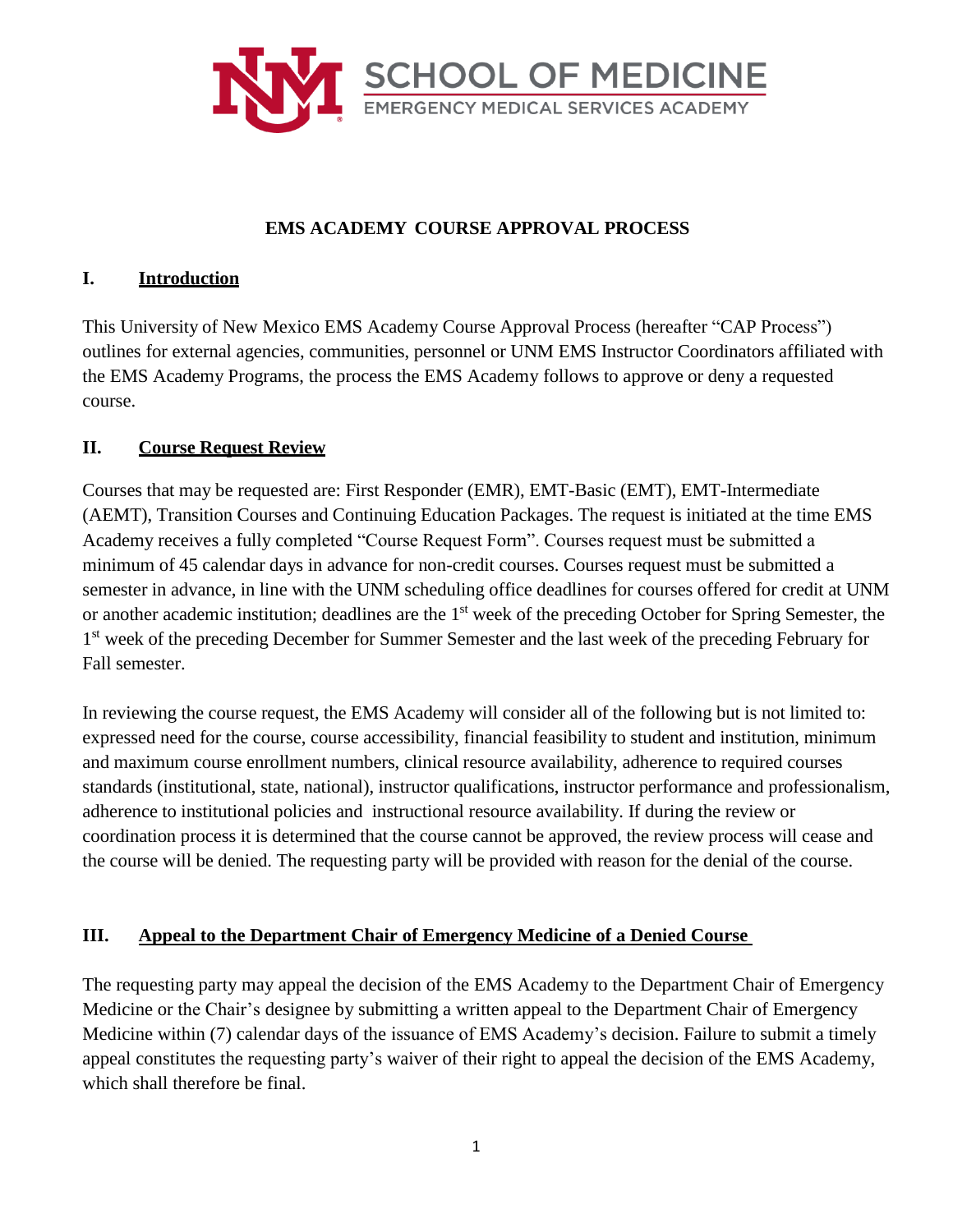SCHOOL OF MEDICINE
EMERGENCY MEDICAL SERVICES ACADEMY

# EMS ACADEMY COURSE APPROVAL PROCESS

## I. Introduction

This University of New Mexico EMS Academy Course Approval Process (hereafter "CAP Process") outlines for external agencies, communities, personnel or UNM EMS Instructor Coordinators affiliated with the EMS Academy Programs, the process the EMS Academy follows to approve or deny a requested course.

## II. Course Request Review

Courses that may be requested are: First Responder (EMR), EMT-Basic (EMT), EMT-Intermediate (AEMT), Transition Courses and Continuing Education Packages. The request is initiated at the time EMS Academy receives a fully completed "Course Request Form". Courses request must be submitted a minimum of 45 calendar days in advance for non-credit courses. Courses request must be submitted a semester in advance, in line with the UNM scheduling office deadlines for courses offered for credit at UNM or another academic institution; deadlines are the 1st week of the preceding October for Spring Semester, the 1st week of the preceding December for Summer Semester and the last week of the preceding February for Fall semester.

In reviewing the course request, the EMS Academy will consider all of the following but is not limited to: expressed need for the course, course accessibility, financial feasibility to student and institution, minimum and maximum course enrollment numbers, clinical resource availability, adherence to required courses standards (institutional, state, national), instructor qualifications, instructor performance and professionalism, adherence to institutional policies and instructional resource availability. If during the review or coordination process it is determined that the course cannot be approved, the review process will cease and the course will be denied. The requesting party will be provided with reason for the denial of the course.

## III. Appeal to the Department Chair of Emergency Medicine of a Denied Course

The requesting party may appeal the decision of the EMS Academy to the Department Chair of Emergency Medicine or the Chair's designee by submitting a written appeal to the Department Chair of Emergency Medicine within (7) calendar days of the issuance of EMS Academy's decision. Failure to submit a timely appeal constitutes the requesting party's waiver of their right to appeal the decision of the EMS Academy, which shall therefore be final.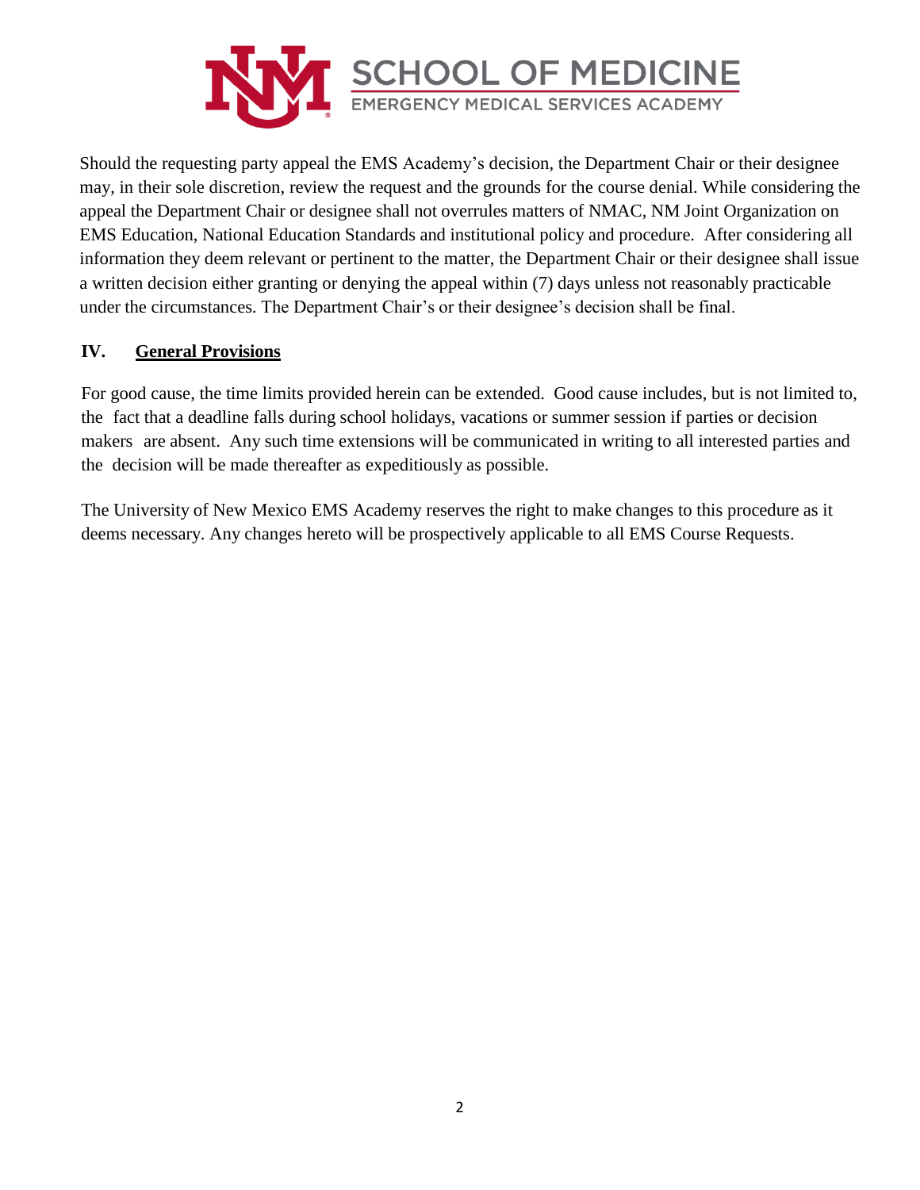Should the requesting party appeal the EMS Academy's decision, the Department Chair or their designee may, in their sole discretion, review the request and the grounds for the course denial. While considering the appeal the Department Chair or designee shall not overrules matters of NMAC, NM Joint Organization on EMS Education, National Education Standards and institutional policy and procedure. After considering all information they deem relevant or pertinent to the matter, the Department Chair or their designee shall issue a written decision either granting or denying the appeal within (7) days unless not reasonably practicable under the circumstances. The Department Chair's or their designee's decision shall be final.

## IV. <u>General Provisions</u>

For good cause, the time limits provided herein can be extended. Good cause includes, but is not limited to, the fact that a deadline falls during school holidays, vacations or summer session if parties or decision makers are absent. Any such time extensions will be communicated in writing to all interested parties and the decision will be made thereafter as expeditiously as possible.

The University of New Mexico EMS Academy reserves the right to make changes to this procedure as it deems necessary. Any changes hereto will be prospectively applicable to all EMS Course Requests.